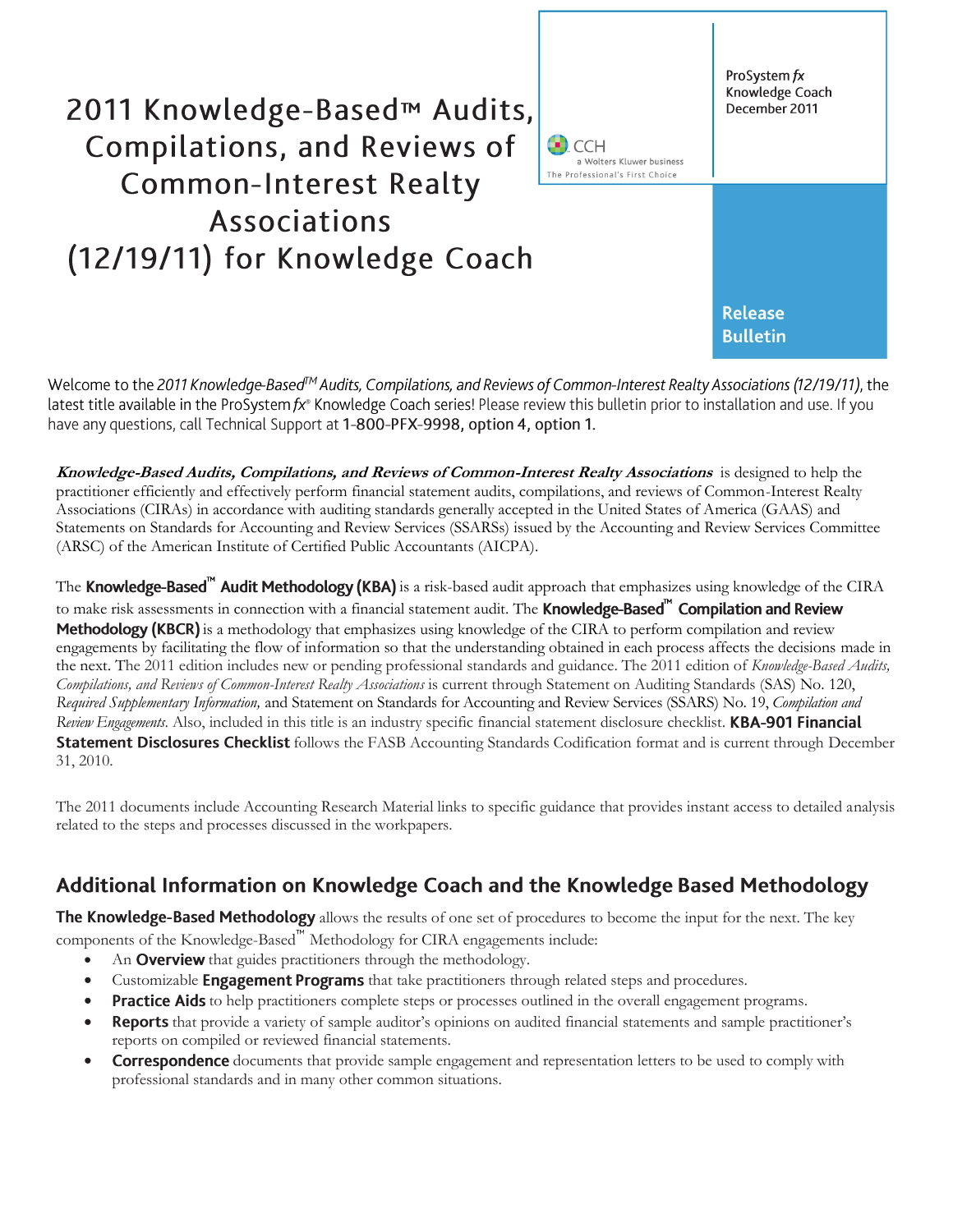# 2011 Knowledge-Based™ Audits, Compilations, and Reviews of Common-Interest Realty Associations (12/19/11) for Knowledge Coach

CCH a Wolters Kluwer business
The Professional's First Choice

ProSystem *fx*
Knowledge Coach
December 2011

**Release Bulletin**

Welcome to the *2011 Knowledge-Based™ Audits, Compilations, and Reviews of Common-Interest Realty Associations (12/19/11)*, the latest title available in the ProSystem *fx*® Knowledge Coach series! Please review this bulletin prior to installation and use. If you have any questions, call Technical Support at **1-800-PFX-9998, option 4, option 1**.

***Knowledge-Based Audits, Compilations, and Reviews of Common-Interest Realty Associations*** is designed to help the practitioner efficiently and effectively perform financial statement audits, compilations, and reviews of Common-Interest Realty Associations (CIRAs) in accordance with auditing standards generally accepted in the United States of America (GAAS) and Statements on Standards for Accounting and Review Services (SSARSs) issued by the Accounting and Review Services Committee (ARSC) of the American Institute of Certified Public Accountants (AICPA).

The **Knowledge-Based™ Audit Methodology (KBA)** is a risk-based audit approach that emphasizes using knowledge of the CIRA to make risk assessments in connection with a financial statement audit. The **Knowledge-Based™ Compilation and Review Methodology (KBCR)** is a methodology that emphasizes using knowledge of the CIRA to perform compilation and review engagements by facilitating the flow of information so that the understanding obtained in each process affects the decisions made in the next. The 2011 edition includes new or pending professional standards and guidance. The 2011 edition of *Knowledge-Based Audits, Compilations, and Reviews of Common-Interest Realty Associations* is current through Statement on Auditing Standards (SAS) No. 120, *Required Supplementary Information,* and Statement on Standards for Accounting and Review Services (SSARS) No. 19, *Compilation and Review Engagements*. Also, included in this title is an industry specific financial statement disclosure checklist. **KBA-901 Financial Statement Disclosures Checklist** follows the FASB Accounting Standards Codification format and is current through December 31, 2010.

The 2011 documents include Accounting Research Material links to specific guidance that provides instant access to detailed analysis related to the steps and processes discussed in the workpapers.

## Additional Information on Knowledge Coach and the Knowledge Based Methodology

**The Knowledge-Based Methodology** allows the results of one set of procedures to become the input for the next. The key components of the Knowledge-Based™ Methodology for CIRA engagements include:

- An **Overview** that guides practitioners through the methodology.
- Customizable **Engagement Programs** that take practitioners through related steps and procedures.
- **Practice Aids** to help practitioners complete steps or processes outlined in the overall engagement programs.
- **Reports** that provide a variety of sample auditor's opinions on audited financial statements and sample practitioner's reports on compiled or reviewed financial statements.
- **Correspondence** documents that provide sample engagement and representation letters to be used to comply with professional standards and in many other common situations.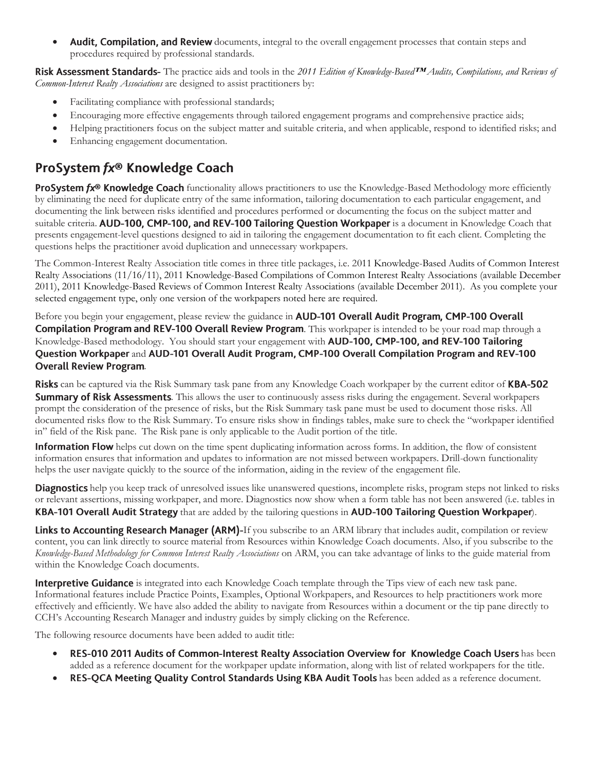- **Audit, Compilation, and Review** documents, integral to the overall engagement processes that contain steps and procedures required by professional standards.

**Risk Assessment Standards-** The practice aids and tools in the *2011 Edition of Knowledge-Based™ Audits, Compilations, and Reviews of Common-Interest Realty Associations* are designed to assist practitioners by:

- Facilitating compliance with professional standards;
- Encouraging more effective engagements through tailored engagement programs and comprehensive practice aids;
- Helping practitioners focus on the subject matter and suitable criteria, and when applicable, respond to identified risks; and
- Enhancing engagement documentation.

## ProSystem *fx*® Knowledge Coach

**ProSystem *fx*® Knowledge Coach** functionality allows practitioners to use the Knowledge-Based Methodology more efficiently by eliminating the need for duplicate entry of the same information, tailoring documentation to each particular engagement, and documenting the link between risks identified and procedures performed or documenting the focus on the subject matter and suitable criteria. **AUD-100, CMP-100, and REV-100 Tailoring Question Workpaper** is a document in Knowledge Coach that presents engagement-level questions designed to aid in tailoring the engagement documentation to fit each client. Completing the questions helps the practitioner avoid duplication and unnecessary workpapers.

The Common-Interest Realty Association title comes in three title packages, i.e. 2011 Knowledge-Based Audits of Common Interest Realty Associations (11/16/11), 2011 Knowledge-Based Compilations of Common Interest Realty Associations (available December 2011), 2011 Knowledge-Based Reviews of Common Interest Realty Associations (available December 2011). As you complete your selected engagement type, only one version of the workpapers noted here are required.

Before you begin your engagement, please review the guidance in **AUD-101 Overall Audit Program, CMP-100 Overall Compilation Program and REV-100 Overall Review Program**. This workpaper is intended to be your road map through a Knowledge-Based methodology. You should start your engagement with **AUD-100, CMP-100, and REV-100 Tailoring Question Workpaper** and **AUD-101 Overall Audit Program, CMP-100 Overall Compilation Program and REV-100 Overall Review Program**.

**Risks** can be captured via the Risk Summary task pane from any Knowledge Coach workpaper by the current editor of **KBA-502 Summary of Risk Assessments**. This allows the user to continuously assess risks during the engagement. Several workpapers prompt the consideration of the presence of risks, but the Risk Summary task pane must be used to document those risks. All documented risks flow to the Risk Summary. To ensure risks show in findings tables, make sure to check the "workpaper identified in" field of the Risk pane. The Risk pane is only applicable to the Audit portion of the title.

**Information Flow** helps cut down on the time spent duplicating information across forms. In addition, the flow of consistent information ensures that information and updates to information are not missed between workpapers. Drill-down functionality helps the user navigate quickly to the source of the information, aiding in the review of the engagement file.

**Diagnostics** help you keep track of unresolved issues like unanswered questions, incomplete risks, program steps not linked to risks or relevant assertions, missing workpaper, and more. Diagnostics now show when a form table has not been answered (i.e. tables in **KBA-101 Overall Audit Strategy** that are added by the tailoring questions in **AUD-100 Tailoring Question Workpaper**).

**Links to Accounting Research Manager (ARM)-**If you subscribe to an ARM library that includes audit, compilation or review content, you can link directly to source material from Resources within Knowledge Coach documents. Also, if you subscribe to the *Knowledge-Based Methodology for Common Interest Realty Associations* on ARM, you can take advantage of links to the guide material from within the Knowledge Coach documents.

**Interpretive Guidance** is integrated into each Knowledge Coach template through the Tips view of each new task pane. Informational features include Practice Points, Examples, Optional Workpapers, and Resources to help practitioners work more effectively and efficiently. We have also added the ability to navigate from Resources within a document or the tip pane directly to CCH's Accounting Research Manager and industry guides by simply clicking on the Reference.

The following resource documents have been added to audit title:

- **RES-010 2011 Audits of Common-Interest Realty Association Overview for Knowledge Coach Users** has been added as a reference document for the workpaper update information, along with list of related workpapers for the title.
- **RES-QCA Meeting Quality Control Standards Using KBA Audit Tools** has been added as a reference document.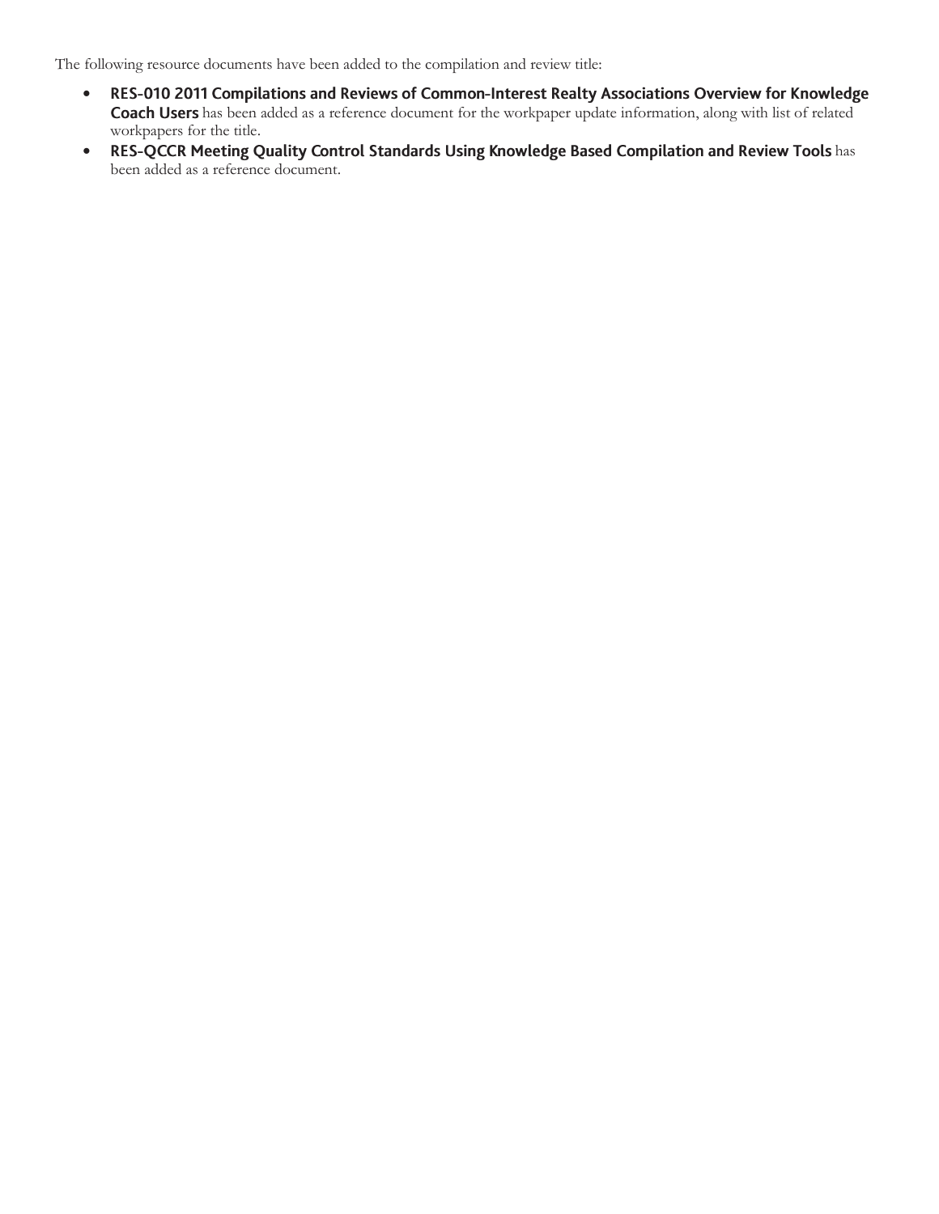The following resource documents have been added to the compilation and review title:

- **RES-010 2011 Compilations and Reviews of Common-Interest Realty Associations Overview for Knowledge Coach Users** has been added as a reference document for the workpaper update information, along with list of related workpapers for the title.
- **RES-QCCR Meeting Quality Control Standards Using Knowledge Based Compilation and Review Tools** has been added as a reference document.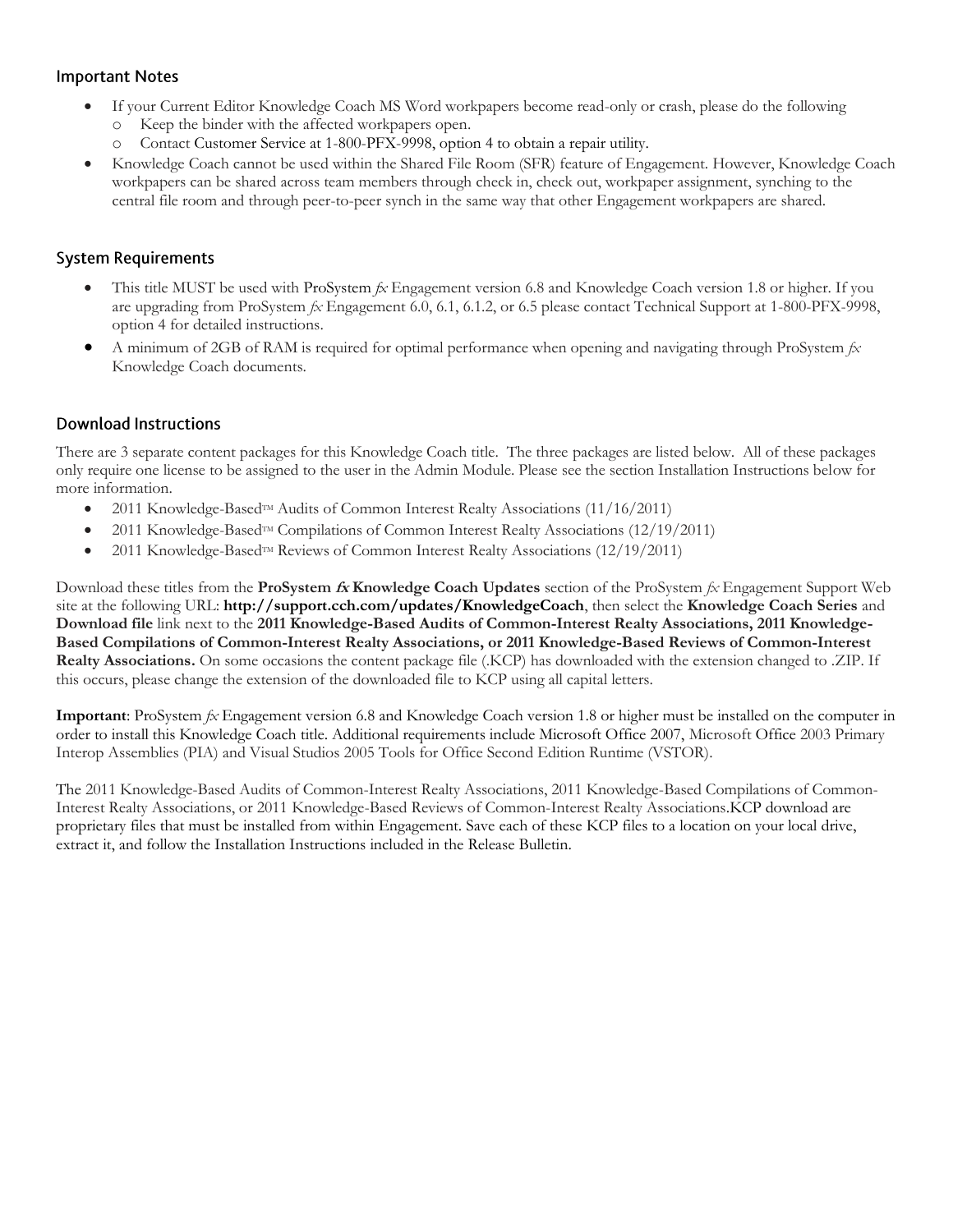## Important Notes

- If your Current Editor Knowledge Coach MS Word workpapers become read-only or crash, please do the following
  - Keep the binder with the affected workpapers open.
  - Contact Customer Service at 1-800-PFX-9998, option 4 to obtain a repair utility.
- Knowledge Coach cannot be used within the Shared File Room (SFR) feature of Engagement. However, Knowledge Coach workpapers can be shared across team members through check in, check out, workpaper assignment, synching to the central file room and through peer-to-peer synch in the same way that other Engagement workpapers are shared.

## System Requirements

- This title MUST be used with ProSystem *fx* Engagement version 6.8 and Knowledge Coach version 1.8 or higher. If you are upgrading from ProSystem *fx* Engagement 6.0, 6.1, 6.1.2, or 6.5 please contact Technical Support at 1-800-PFX-9998, option 4 for detailed instructions.
- A minimum of 2GB of RAM is required for optimal performance when opening and navigating through ProSystem *fx* Knowledge Coach documents.

## Download Instructions

There are 3 separate content packages for this Knowledge Coach title. The three packages are listed below. All of these packages only require one license to be assigned to the user in the Admin Module. Please see the section Installation Instructions below for more information.

- 2011 Knowledge-Based™ Audits of Common Interest Realty Associations (11/16/2011)
- 2011 Knowledge-Based™ Compilations of Common Interest Realty Associations (12/19/2011)
- 2011 Knowledge-Based™ Reviews of Common Interest Realty Associations (12/19/2011)

Download these titles from the **ProSystem *fx* Knowledge Coach Updates** section of the ProSystem *fx* Engagement Support Web site at the following URL: **http://support.cch.com/updates/KnowledgeCoach**, then select the **Knowledge Coach Series** and **Download file** link next to the **2011 Knowledge-Based Audits of Common-Interest Realty Associations, 2011 Knowledge-Based Compilations of Common-Interest Realty Associations, or 2011 Knowledge-Based Reviews of Common-Interest Realty Associations.** On some occasions the content package file (.KCP) has downloaded with the extension changed to .ZIP. If this occurs, please change the extension of the downloaded file to KCP using all capital letters.

**Important**: ProSystem *fx* Engagement version 6.8 and Knowledge Coach version 1.8 or higher must be installed on the computer in order to install this Knowledge Coach title. Additional requirements include Microsoft Office 2007, Microsoft Office 2003 Primary Interop Assemblies (PIA) and Visual Studios 2005 Tools for Office Second Edition Runtime (VSTOR).

The 2011 Knowledge-Based Audits of Common-Interest Realty Associations, 2011 Knowledge-Based Compilations of Common-Interest Realty Associations, or 2011 Knowledge-Based Reviews of Common-Interest Realty Associations.KCP download are proprietary files that must be installed from within Engagement. Save each of these KCP files to a location on your local drive, extract it, and follow the Installation Instructions included in the Release Bulletin.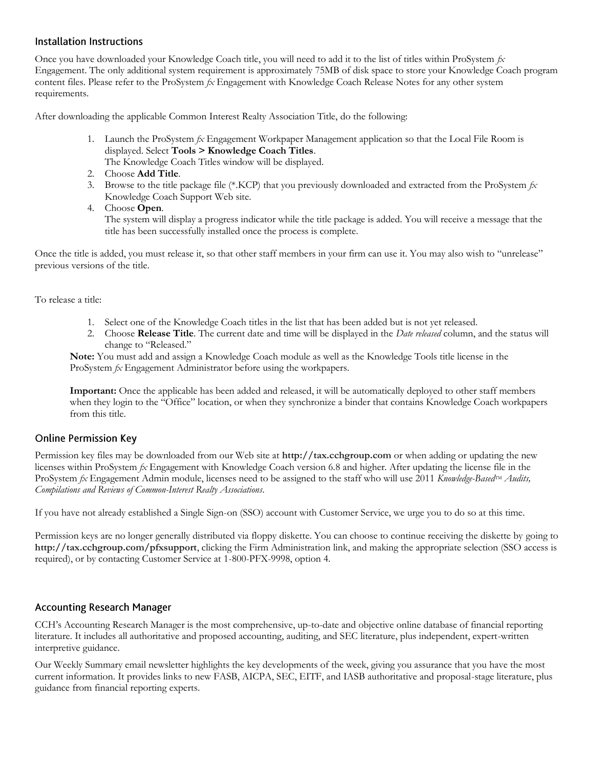## Installation Instructions

Once you have downloaded your Knowledge Coach title, you will need to add it to the list of titles within ProSystem *fx* Engagement. The only additional system requirement is approximately 75MB of disk space to store your Knowledge Coach program content files. Please refer to the ProSystem *fx* Engagement with Knowledge Coach Release Notes for any other system requirements.

After downloading the applicable Common Interest Realty Association Title, do the following:

1. Launch the ProSystem *fx* Engagement Workpaper Management application so that the Local File Room is displayed. Select **Tools > Knowledge Coach Titles**.
   The Knowledge Coach Titles window will be displayed.
2. Choose **Add Title**.
3. Browse to the title package file (*.KCP) that you previously downloaded and extracted from the ProSystem *fx* Knowledge Coach Support Web site.
4. Choose **Open**.
   The system will display a progress indicator while the title package is added. You will receive a message that the title has been successfully installed once the process is complete.

Once the title is added, you must release it, so that other staff members in your firm can use it. You may also wish to "unrelease" previous versions of the title.

To release a title:

1. Select one of the Knowledge Coach titles in the list that has been added but is not yet released.
2. Choose **Release Title**. The current date and time will be displayed in the *Date released* column, and the status will change to "Released."

**Note:** You must add and assign a Knowledge Coach module as well as the Knowledge Tools title license in the ProSystem *fx* Engagement Administrator before using the workpapers.

**Important:** Once the applicable has been added and released, it will be automatically deployed to other staff members when they login to the "Office" location, or when they synchronize a binder that contains Knowledge Coach workpapers from this title.

## Online Permission Key

Permission key files may be downloaded from our Web site at **http://tax.cchgroup.com** or when adding or updating the new licenses within ProSystem *fx* Engagement with Knowledge Coach version 6.8 and higher. After updating the license file in the ProSystem *fx* Engagement Admin module, licenses need to be assigned to the staff who will use 2011 *Knowledge-Based™ Audits, Compilations and Reviews of Common-Interest Realty Associations*.

If you have not already established a Single Sign-on (SSO) account with Customer Service, we urge you to do so at this time.

Permission keys are no longer generally distributed via floppy diskette. You can choose to continue receiving the diskette by going to **http://tax.cchgroup.com/pfxsupport**, clicking the Firm Administration link, and making the appropriate selection (SSO access is required), or by contacting Customer Service at 1-800-PFX-9998, option 4.

## Accounting Research Manager

CCH's Accounting Research Manager is the most comprehensive, up-to-date and objective online database of financial reporting literature. It includes all authoritative and proposed accounting, auditing, and SEC literature, plus independent, expert-written interpretive guidance.

Our Weekly Summary email newsletter highlights the key developments of the week, giving you assurance that you have the most current information. It provides links to new FASB, AICPA, SEC, EITF, and IASB authoritative and proposal-stage literature, plus guidance from financial reporting experts.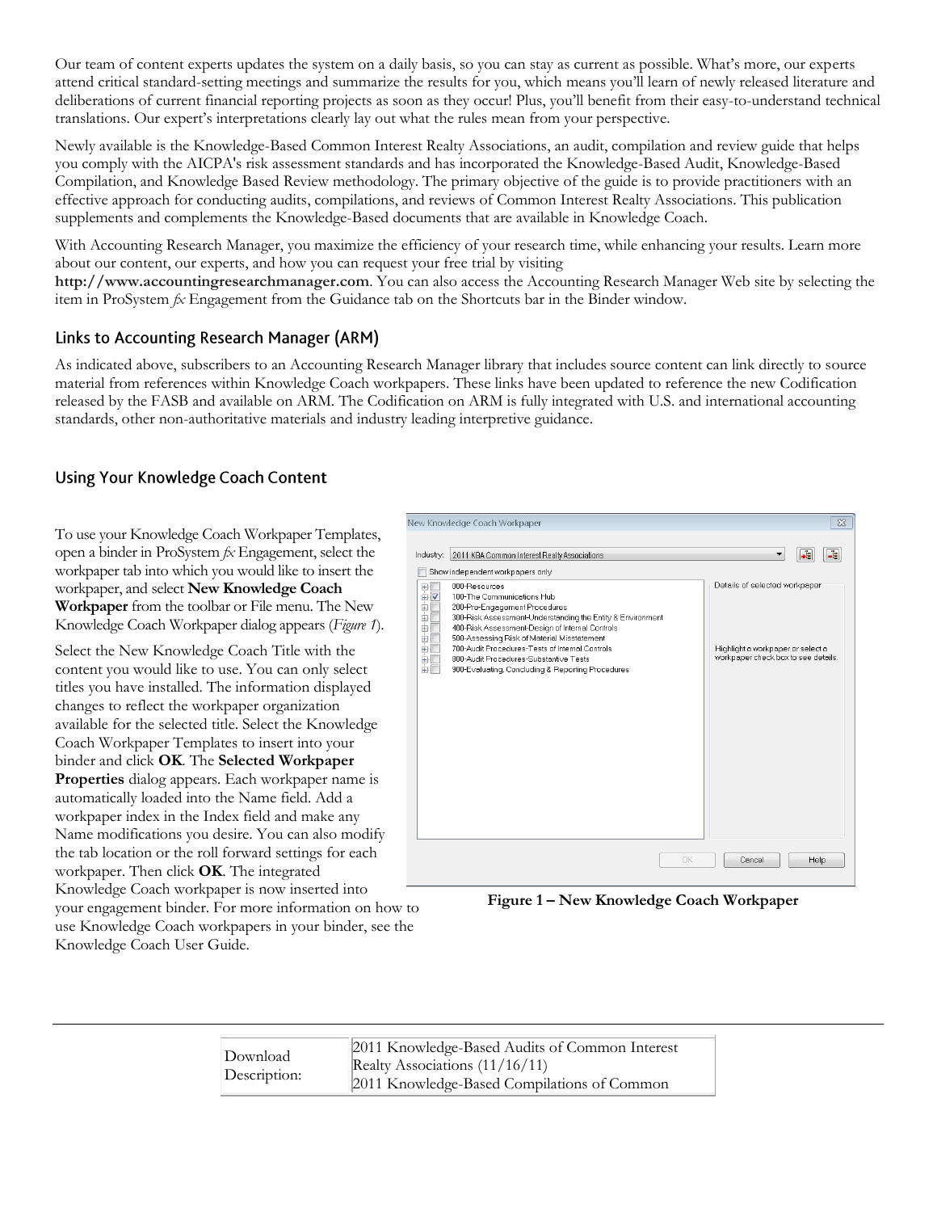Our team of content experts updates the system on a daily basis, so you can stay as current as possible. What's more, our experts attend critical standard-setting meetings and summarize the results for you, which means you'll learn of newly released literature and deliberations of current financial reporting projects as soon as they occur! Plus, you'll benefit from their easy-to-understand technical translations. Our expert's interpretations clearly lay out what the rules mean from your perspective.

Newly available is the Knowledge-Based Common Interest Realty Associations, an audit, compilation and review guide that helps you comply with the AICPA's risk assessment standards and has incorporated the Knowledge-Based Audit, Knowledge-Based Compilation, and Knowledge Based Review methodology. The primary objective of the guide is to provide practitioners with an effective approach for conducting audits, compilations, and reviews of Common Interest Realty Associations. This publication supplements and complements the Knowledge-Based documents that are available in Knowledge Coach.

With Accounting Research Manager, you maximize the efficiency of your research time, while enhancing your results. Learn more about our content, our experts, and how you can request your free trial by visiting **http://www.accountingresearchmanager.com**. You can also access the Accounting Research Manager Web site by selecting the item in ProSystem *fx* Engagement from the Guidance tab on the Shortcuts bar in the Binder window.

## Links to Accounting Research Manager (ARM)

As indicated above, subscribers to an Accounting Research Manager library that includes source content can link directly to source material from references within Knowledge Coach workpapers. These links have been updated to reference the new Codification released by the FASB and available on ARM. The Codification on ARM is fully integrated with U.S. and international accounting standards, other non-authoritative materials and industry leading interpretive guidance.

## Using Your Knowledge Coach Content

To use your Knowledge Coach Workpaper Templates, open a binder in ProSystem *fx* Engagement, select the workpaper tab into which you would like to insert the workpaper, and select **New Knowledge Coach Workpaper** from the toolbar or File menu. The New Knowledge Coach Workpaper dialog appears (*Figure 1*).

Select the New Knowledge Coach Title with the content you would like to use. You can only select titles you have installed. The information displayed changes to reflect the workpaper organization available for the selected title. Select the Knowledge Coach Workpaper Templates to insert into your binder and click **OK**. The **Selected Workpaper Properties** dialog appears. Each workpaper name is automatically loaded into the Name field. Add a workpaper index in the Index field and make any Name modifications you desire. You can also modify the tab location or the roll forward settings for each workpaper. Then click **OK**. The integrated Knowledge Coach workpaper is now inserted into your engagement binder. For more information on how to use Knowledge Coach workpapers in your binder, see the Knowledge Coach User Guide.

**Figure 1 – New Knowledge Coach Workpaper**

| Download Description: | 2011 Knowledge-Based Audits of Common Interest Realty Associations (11/16/11)<br>2011 Knowledge-Based Compilations of Common |
|---|---|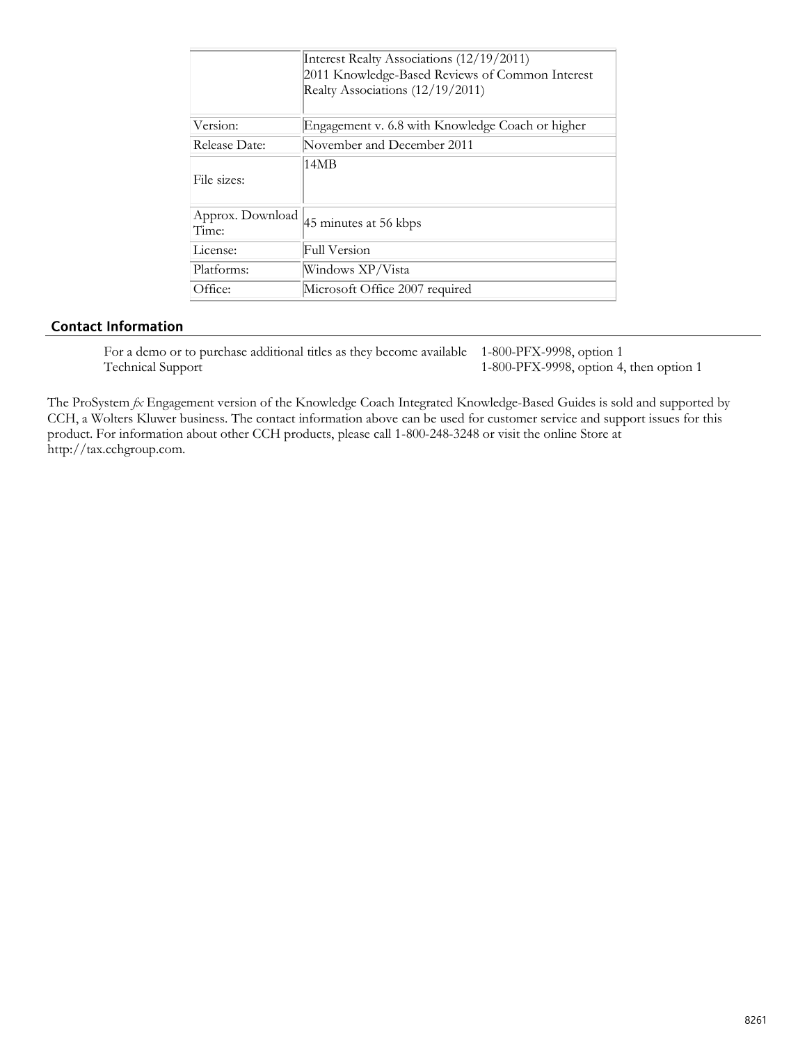| | |
|---|---|
| | Interest Realty Associations (12/19/2011)<br>2011 Knowledge-Based Reviews of Common Interest Realty Associations (12/19/2011) |
| Version: | Engagement v. 6.8 with Knowledge Coach or higher |
| Release Date: | November and December 2011 |
| File sizes: | 14MB |
| Approx. Download Time: | 45 minutes at 56 kbps |
| License: | Full Version |
| Platforms: | Windows XP/Vista |
| Office: | Microsoft Office 2007 required |

## Contact Information

| | |
|---|---|
| For a demo or to purchase additional titles as they become available | 1-800-PFX-9998, option 1 |
| Technical Support | 1-800-PFX-9998, option 4, then option 1 |

The ProSystem *fx* Engagement version of the Knowledge Coach Integrated Knowledge-Based Guides is sold and supported by CCH, a Wolters Kluwer business. The contact information above can be used for customer service and support issues for this product. For information about other CCH products, please call 1-800-248-3248 or visit the online Store at http://tax.cchgroup.com.